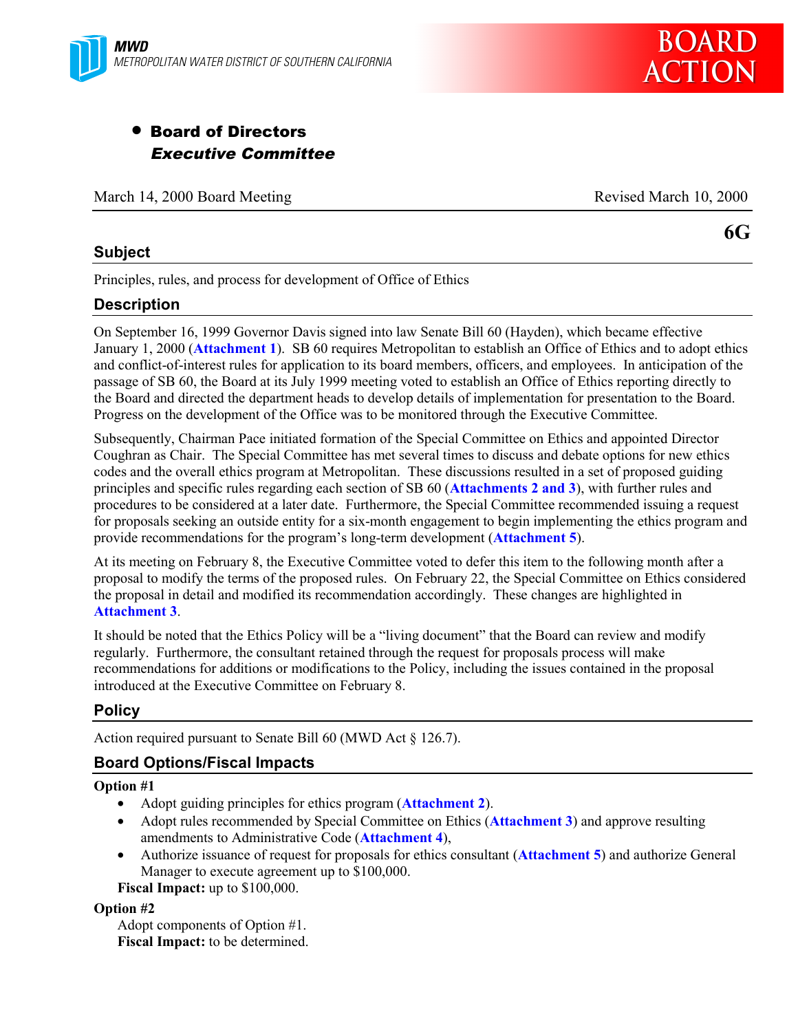**MWD**
*METROPOLITAN WATER DISTRICT OF SOUTHERN CALIFORNIA*

# BOARD ACTION

- **Board of Directors**
  ***Executive Committee***

March 14, 2000 Board Meeting — Revised March 10, 2000

**6G**

## Subject

Principles, rules, and process for development of Office of Ethics

## Description

On September 16, 1999 Governor Davis signed into law Senate Bill 60 (Hayden), which became effective January 1, 2000 (**Attachment 1**). SB 60 requires Metropolitan to establish an Office of Ethics and to adopt ethics and conflict-of-interest rules for application to its board members, officers, and employees. In anticipation of the passage of SB 60, the Board at its July 1999 meeting voted to establish an Office of Ethics reporting directly to the Board and directed the department heads to develop details of implementation for presentation to the Board. Progress on the development of the Office was to be monitored through the Executive Committee.

Subsequently, Chairman Pace initiated formation of the Special Committee on Ethics and appointed Director Coughran as Chair. The Special Committee has met several times to discuss and debate options for new ethics codes and the overall ethics program at Metropolitan. These discussions resulted in a set of proposed guiding principles and specific rules regarding each section of SB 60 (**Attachments 2 and 3**), with further rules and procedures to be considered at a later date. Furthermore, the Special Committee recommended issuing a request for proposals seeking an outside entity for a six-month engagement to begin implementing the ethics program and provide recommendations for the program's long-term development (**Attachment 5**).

At its meeting on February 8, the Executive Committee voted to defer this item to the following month after a proposal to modify the terms of the proposed rules. On February 22, the Special Committee on Ethics considered the proposal in detail and modified its recommendation accordingly. These changes are highlighted in **Attachment 3**.

It should be noted that the Ethics Policy will be a "living document" that the Board can review and modify regularly. Furthermore, the consultant retained through the request for proposals process will make recommendations for additions or modifications to the Policy, including the issues contained in the proposal introduced at the Executive Committee on February 8.

## Policy

Action required pursuant to Senate Bill 60 (MWD Act § 126.7).

## Board Options/Fiscal Impacts

**Option #1**

- Adopt guiding principles for ethics program (**Attachment 2**).
- Adopt rules recommended by Special Committee on Ethics (**Attachment 3**) and approve resulting amendments to Administrative Code (**Attachment 4**),
- Authorize issuance of request for proposals for ethics consultant (**Attachment 5**) and authorize General Manager to execute agreement up to $100,000.

**Fiscal Impact:** up to $100,000.

**Option #2**

Adopt components of Option #1.

**Fiscal Impact:** to be determined.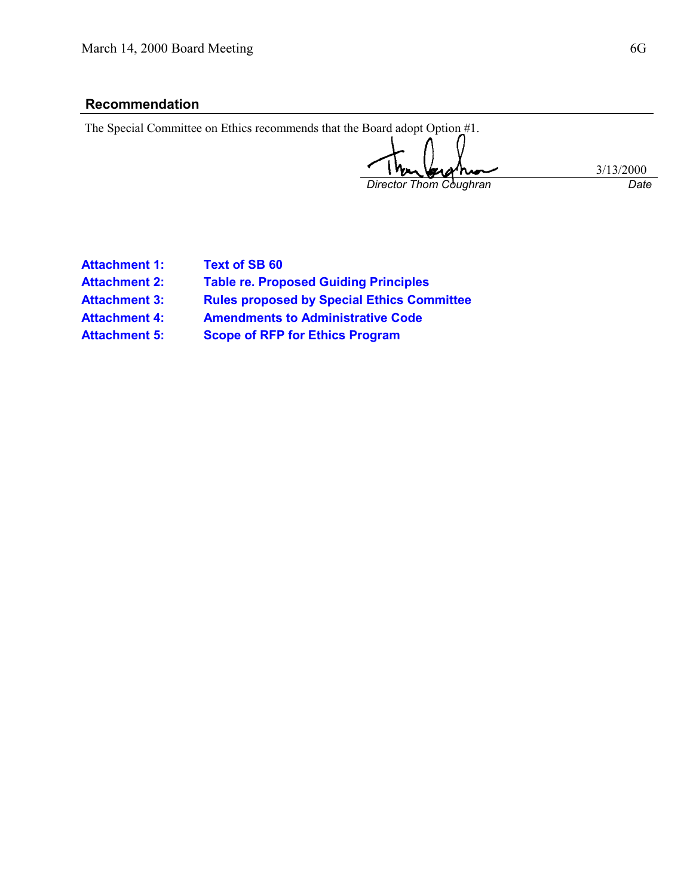## Recommendation

The Special Committee on Ethics recommends that the Board adopt Option #1.

| *Director Thom Coughran* | 3/13/2000 *Date* |
|---|---|

| | |
|---|---|
| **Attachment 1:** | **Text of SB 60** |
| **Attachment 2:** | **Table re. Proposed Guiding Principles** |
| **Attachment 3:** | **Rules proposed by Special Ethics Committee** |
| **Attachment 4:** | **Amendments to Administrative Code** |
| **Attachment 5:** | **Scope of RFP for Ethics Program** |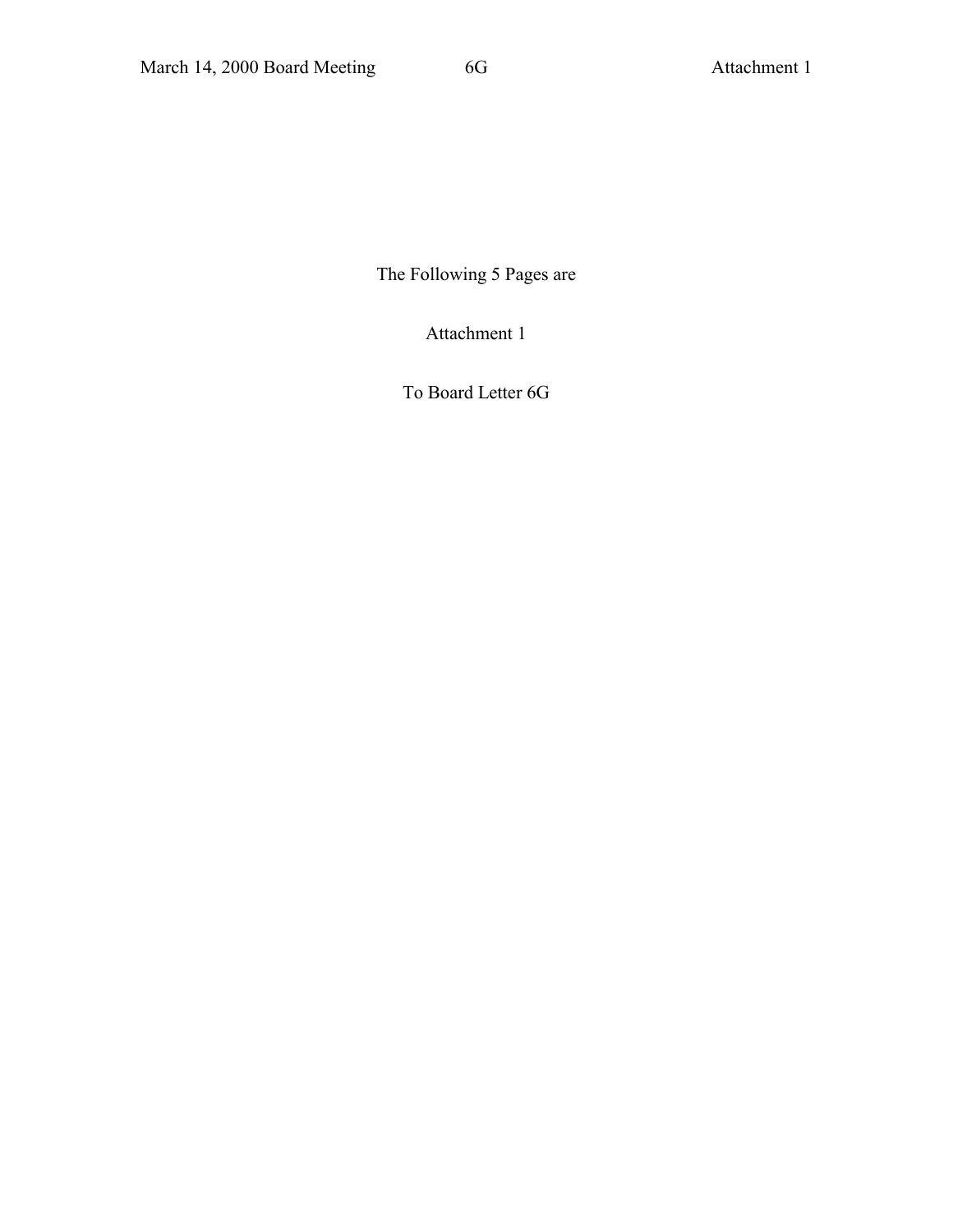The Following 5 Pages are

Attachment 1

To Board Letter 6G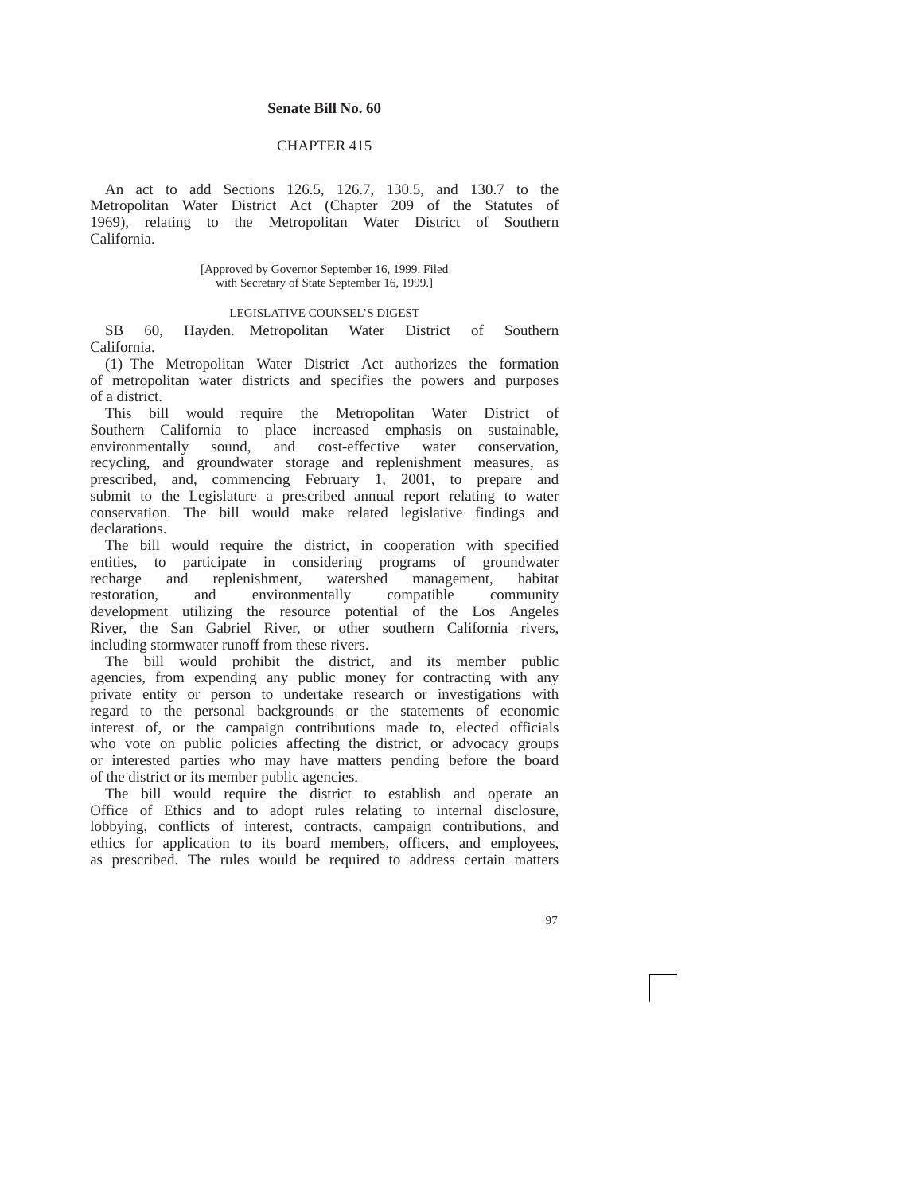**Senate Bill No. 60**

CHAPTER 415

An act to add Sections 126.5, 126.7, 130.5, and 130.7 to the Metropolitan Water District Act (Chapter 209 of the Statutes of 1969), relating to the Metropolitan Water District of Southern California.

[Approved by Governor September 16, 1999. Filed with Secretary of State September 16, 1999.]

LEGISLATIVE COUNSEL'S DIGEST

SB 60, Hayden. Metropolitan Water District of Southern California.

(1) The Metropolitan Water District Act authorizes the formation of metropolitan water districts and specifies the powers and purposes of a district.

This bill would require the Metropolitan Water District of Southern California to place increased emphasis on sustainable, environmentally sound, and cost-effective water conservation, recycling, and groundwater storage and replenishment measures, as prescribed, and, commencing February 1, 2001, to prepare and submit to the Legislature a prescribed annual report relating to water conservation. The bill would make related legislative findings and declarations.

The bill would require the district, in cooperation with specified entities, to participate in considering programs of groundwater recharge and replenishment, watershed management, habitat restoration, and environmentally compatible community development utilizing the resource potential of the Los Angeles River, the San Gabriel River, or other southern California rivers, including stormwater runoff from these rivers.

The bill would prohibit the district, and its member public agencies, from expending any public money for contracting with any private entity or person to undertake research or investigations with regard to the personal backgrounds or the statements of economic interest of, or the campaign contributions made to, elected officials who vote on public policies affecting the district, or advocacy groups or interested parties who may have matters pending before the board of the district or its member public agencies.

The bill would require the district to establish and operate an Office of Ethics and to adopt rules relating to internal disclosure, lobbying, conflicts of interest, contracts, campaign contributions, and ethics for application to its board members, officers, and employees, as prescribed. The rules would be required to address certain matters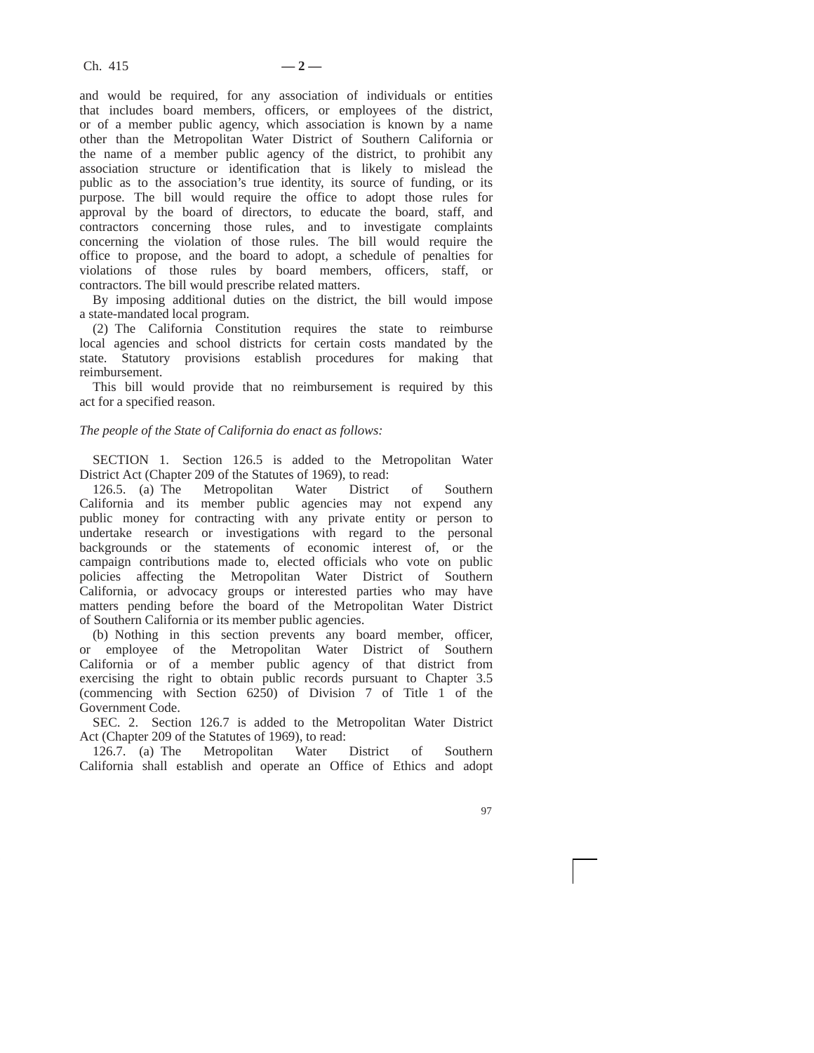and would be required, for any association of individuals or entities that includes board members, officers, or employees of the district, or of a member public agency, which association is known by a name other than the Metropolitan Water District of Southern California or the name of a member public agency of the district, to prohibit any association structure or identification that is likely to mislead the public as to the association's true identity, its source of funding, or its purpose. The bill would require the office to adopt those rules for approval by the board of directors, to educate the board, staff, and contractors concerning those rules, and to investigate complaints concerning the violation of those rules. The bill would require the office to propose, and the board to adopt, a schedule of penalties for violations of those rules by board members, officers, staff, or contractors. The bill would prescribe related matters.

By imposing additional duties on the district, the bill would impose a state-mandated local program.

(2) The California Constitution requires the state to reimburse local agencies and school districts for certain costs mandated by the state. Statutory provisions establish procedures for making that reimbursement.

This bill would provide that no reimbursement is required by this act for a specified reason.

*The people of the State of California do enact as follows:*

SECTION 1. Section 126.5 is added to the Metropolitan Water District Act (Chapter 209 of the Statutes of 1969), to read:

126.5. (a) The Metropolitan Water District of Southern California and its member public agencies may not expend any public money for contracting with any private entity or person to undertake research or investigations with regard to the personal backgrounds or the statements of economic interest of, or the campaign contributions made to, elected officials who vote on public policies affecting the Metropolitan Water District of Southern California, or advocacy groups or interested parties who may have matters pending before the board of the Metropolitan Water District of Southern California or its member public agencies.

(b) Nothing in this section prevents any board member, officer, or employee of the Metropolitan Water District of Southern California or of a member public agency of that district from exercising the right to obtain public records pursuant to Chapter 3.5 (commencing with Section 6250) of Division 7 of Title 1 of the Government Code.

SEC. 2. Section 126.7 is added to the Metropolitan Water District Act (Chapter 209 of the Statutes of 1969), to read:

126.7. (a) The Metropolitan Water District of Southern California shall establish and operate an Office of Ethics and adopt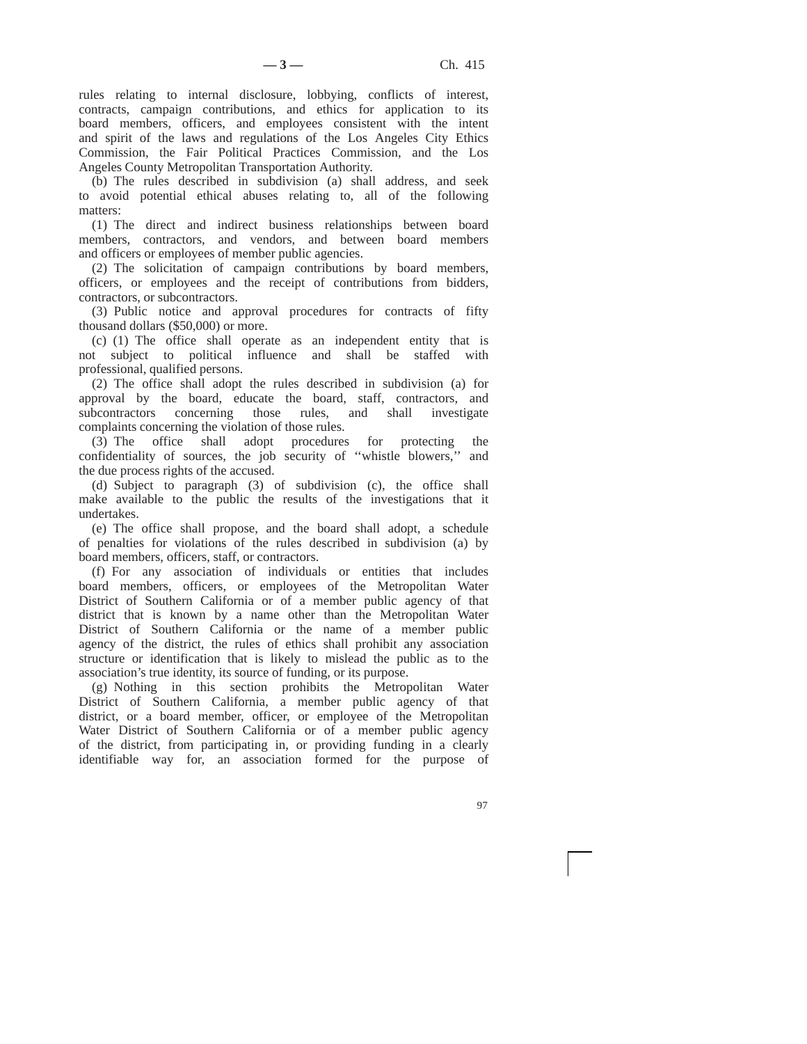rules relating to internal disclosure, lobbying, conflicts of interest, contracts, campaign contributions, and ethics for application to its board members, officers, and employees consistent with the intent and spirit of the laws and regulations of the Los Angeles City Ethics Commission, the Fair Political Practices Commission, and the Los Angeles County Metropolitan Transportation Authority.

(b) The rules described in subdivision (a) shall address, and seek to avoid potential ethical abuses relating to, all of the following matters:

(1) The direct and indirect business relationships between board members, contractors, and vendors, and between board members and officers or employees of member public agencies.

(2) The solicitation of campaign contributions by board members, officers, or employees and the receipt of contributions from bidders, contractors, or subcontractors.

(3) Public notice and approval procedures for contracts of fifty thousand dollars ($50,000) or more.

(c) (1) The office shall operate as an independent entity that is not subject to political influence and shall be staffed with professional, qualified persons.

(2) The office shall adopt the rules described in subdivision (a) for approval by the board, educate the board, staff, contractors, and subcontractors concerning those rules, and shall investigate complaints concerning the violation of those rules.

(3) The office shall adopt procedures for protecting the confidentiality of sources, the job security of "whistle blowers," and the due process rights of the accused.

(d) Subject to paragraph (3) of subdivision (c), the office shall make available to the public the results of the investigations that it undertakes.

(e) The office shall propose, and the board shall adopt, a schedule of penalties for violations of the rules described in subdivision (a) by board members, officers, staff, or contractors.

(f) For any association of individuals or entities that includes board members, officers, or employees of the Metropolitan Water District of Southern California or of a member public agency of that district that is known by a name other than the Metropolitan Water District of Southern California or the name of a member public agency of the district, the rules of ethics shall prohibit any association structure or identification that is likely to mislead the public as to the association's true identity, its source of funding, or its purpose.

(g) Nothing in this section prohibits the Metropolitan Water District of Southern California, a member public agency of that district, or a board member, officer, or employee of the Metropolitan Water District of Southern California or of a member public agency of the district, from participating in, or providing funding in a clearly identifiable way for, an association formed for the purpose of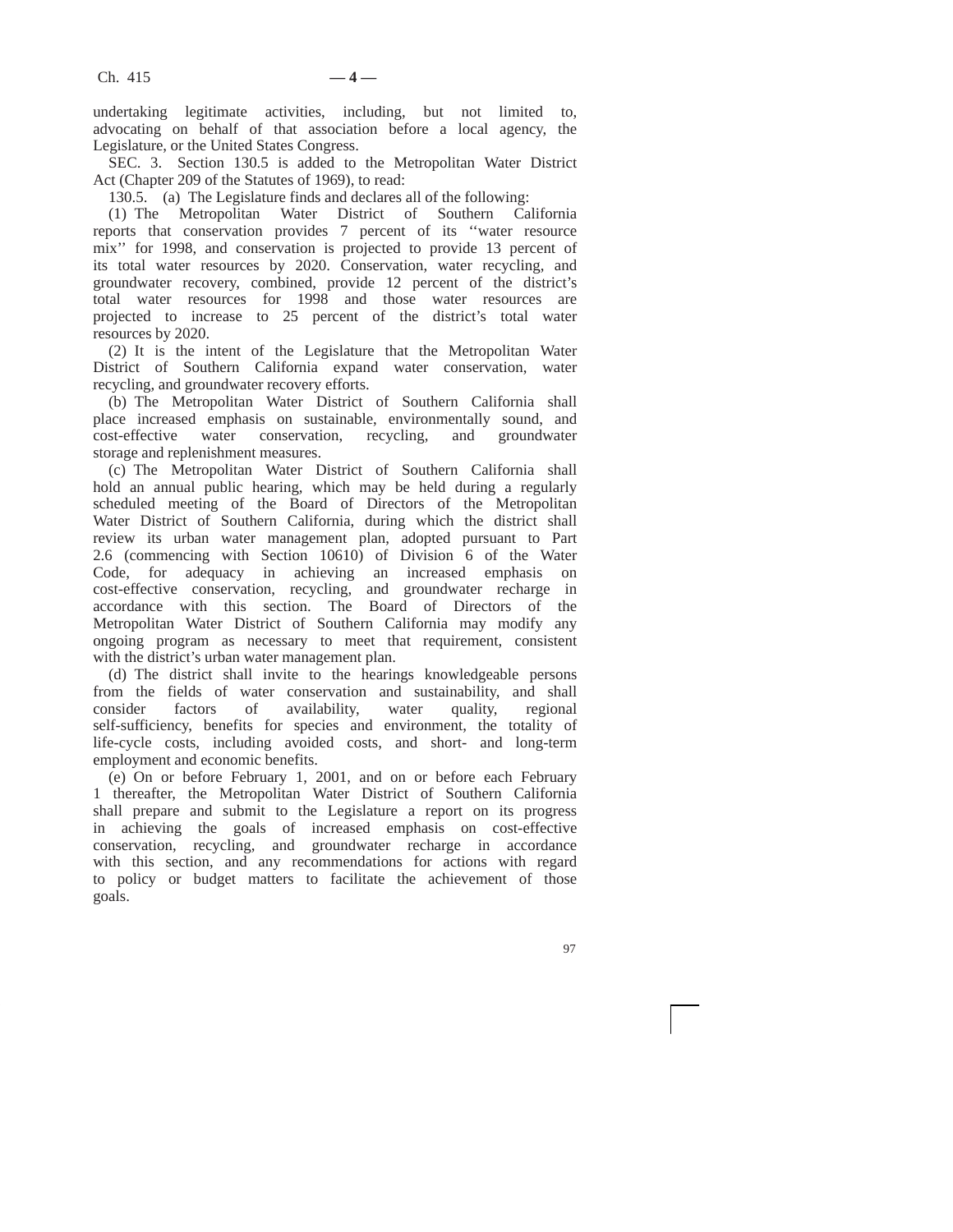undertaking legitimate activities, including, but not limited to, advocating on behalf of that association before a local agency, the Legislature, or the United States Congress.

SEC. 3. Section 130.5 is added to the Metropolitan Water District Act (Chapter 209 of the Statutes of 1969), to read:

130.5. (a) The Legislature finds and declares all of the following:

(1) The Metropolitan Water District of Southern California reports that conservation provides 7 percent of its ‘‘water resource mix’’ for 1998, and conservation is projected to provide 13 percent of its total water resources by 2020. Conservation, water recycling, and groundwater recovery, combined, provide 12 percent of the district’s total water resources for 1998 and those water resources are projected to increase to 25 percent of the district’s total water resources by 2020.

(2) It is the intent of the Legislature that the Metropolitan Water District of Southern California expand water conservation, water recycling, and groundwater recovery efforts.

(b) The Metropolitan Water District of Southern California shall place increased emphasis on sustainable, environmentally sound, and cost-effective water conservation, recycling, and groundwater storage and replenishment measures.

(c) The Metropolitan Water District of Southern California shall hold an annual public hearing, which may be held during a regularly scheduled meeting of the Board of Directors of the Metropolitan Water District of Southern California, during which the district shall review its urban water management plan, adopted pursuant to Part 2.6 (commencing with Section 10610) of Division 6 of the Water Code, for adequacy in achieving an increased emphasis on cost-effective conservation, recycling, and groundwater recharge in accordance with this section. The Board of Directors of the Metropolitan Water District of Southern California may modify any ongoing program as necessary to meet that requirement, consistent with the district’s urban water management plan.

(d) The district shall invite to the hearings knowledgeable persons from the fields of water conservation and sustainability, and shall consider factors of availability, water quality, regional self-sufficiency, benefits for species and environment, the totality of life-cycle costs, including avoided costs, and short- and long-term employment and economic benefits.

(e) On or before February 1, 2001, and on or before each February 1 thereafter, the Metropolitan Water District of Southern California shall prepare and submit to the Legislature a report on its progress in achieving the goals of increased emphasis on cost-effective conservation, recycling, and groundwater recharge in accordance with this section, and any recommendations for actions with regard to policy or budget matters to facilitate the achievement of those goals.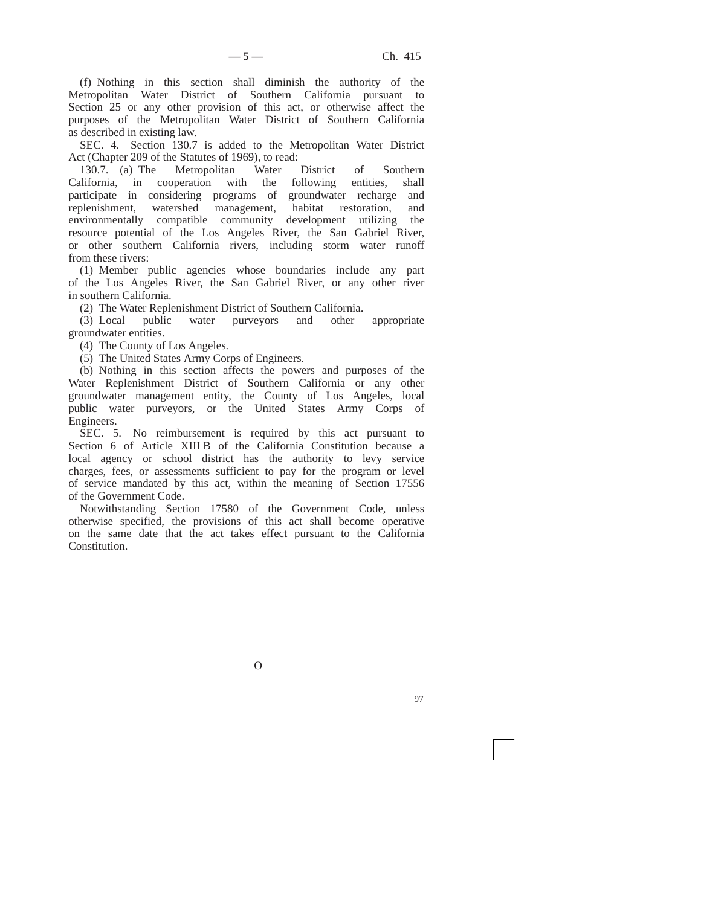(f) Nothing in this section shall diminish the authority of the Metropolitan Water District of Southern California pursuant to Section 25 or any other provision of this act, or otherwise affect the purposes of the Metropolitan Water District of Southern California as described in existing law.

SEC. 4. Section 130.7 is added to the Metropolitan Water District Act (Chapter 209 of the Statutes of 1969), to read:

130.7. (a) The Metropolitan Water District of Southern California, in cooperation with the following entities, shall participate in considering programs of groundwater recharge and replenishment, watershed management, habitat restoration, and environmentally compatible community development utilizing the resource potential of the Los Angeles River, the San Gabriel River, or other southern California rivers, including storm water runoff from these rivers:

(1) Member public agencies whose boundaries include any part of the Los Angeles River, the San Gabriel River, or any other river in southern California.

(2) The Water Replenishment District of Southern California.

(3) Local public water purveyors and other appropriate groundwater entities.

(4) The County of Los Angeles.

(5) The United States Army Corps of Engineers.

(b) Nothing in this section affects the powers and purposes of the Water Replenishment District of Southern California or any other groundwater management entity, the County of Los Angeles, local public water purveyors, or the United States Army Corps of Engineers.

SEC. 5. No reimbursement is required by this act pursuant to Section 6 of Article XIII B of the California Constitution because a local agency or school district has the authority to levy service charges, fees, or assessments sufficient to pay for the program or level of service mandated by this act, within the meaning of Section 17556 of the Government Code.

Notwithstanding Section 17580 of the Government Code, unless otherwise specified, the provisions of this act shall become operative on the same date that the act takes effect pursuant to the California Constitution.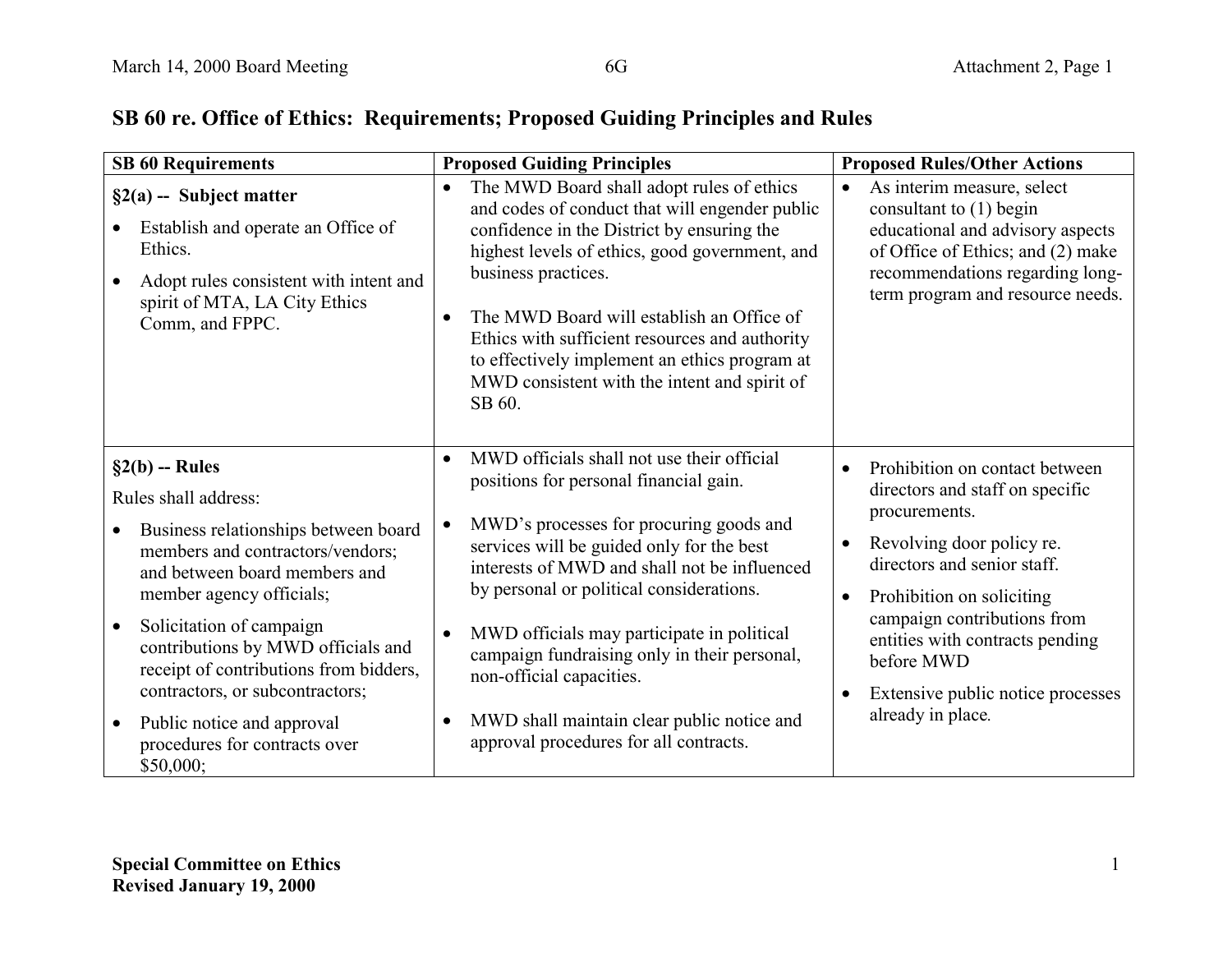## SB 60 re. Office of Ethics: Requirements; Proposed Guiding Principles and Rules

| SB 60 Requirements | Proposed Guiding Principles | Proposed Rules/Other Actions |
|---|---|---|
| **§2(a) -- Subject matter**<br>• Establish and operate an Office of Ethics.<br>• Adopt rules consistent with intent and spirit of MTA, LA City Ethics Comm, and FPPC. | • The MWD Board shall adopt rules of ethics and codes of conduct that will engender public confidence in the District by ensuring the highest levels of ethics, good government, and business practices.<br>• The MWD Board will establish an Office of Ethics with sufficient resources and authority to effectively implement an ethics program at MWD consistent with the intent and spirit of SB 60. | • As interim measure, select consultant to (1) begin educational and advisory aspects of Office of Ethics; and (2) make recommendations regarding long-term program and resource needs. |
| **§2(b) -- Rules**<br>Rules shall address:<br>• Business relationships between board members and contractors/vendors; and between board members and member agency officials;<br>• Solicitation of campaign contributions by MWD officials and receipt of contributions from bidders, contractors, or subcontractors;<br>• Public notice and approval procedures for contracts over $50,000; | • MWD officials shall not use their official positions for personal financial gain.<br>• MWD's processes for procuring goods and services will be guided only for the best interests of MWD and shall not be influenced by personal or political considerations.<br>• MWD officials may participate in political campaign fundraising only in their personal, non-official capacities.<br>• MWD shall maintain clear public notice and approval procedures for all contracts. | • Prohibition on contact between directors and staff on specific procurements.<br>• Revolving door policy re. directors and senior staff.<br>• Prohibition on soliciting campaign contributions from entities with contracts pending before MWD<br>• Extensive public notice processes already in place. |

**Special Committee on Ethics**
**Revised January 19, 2000**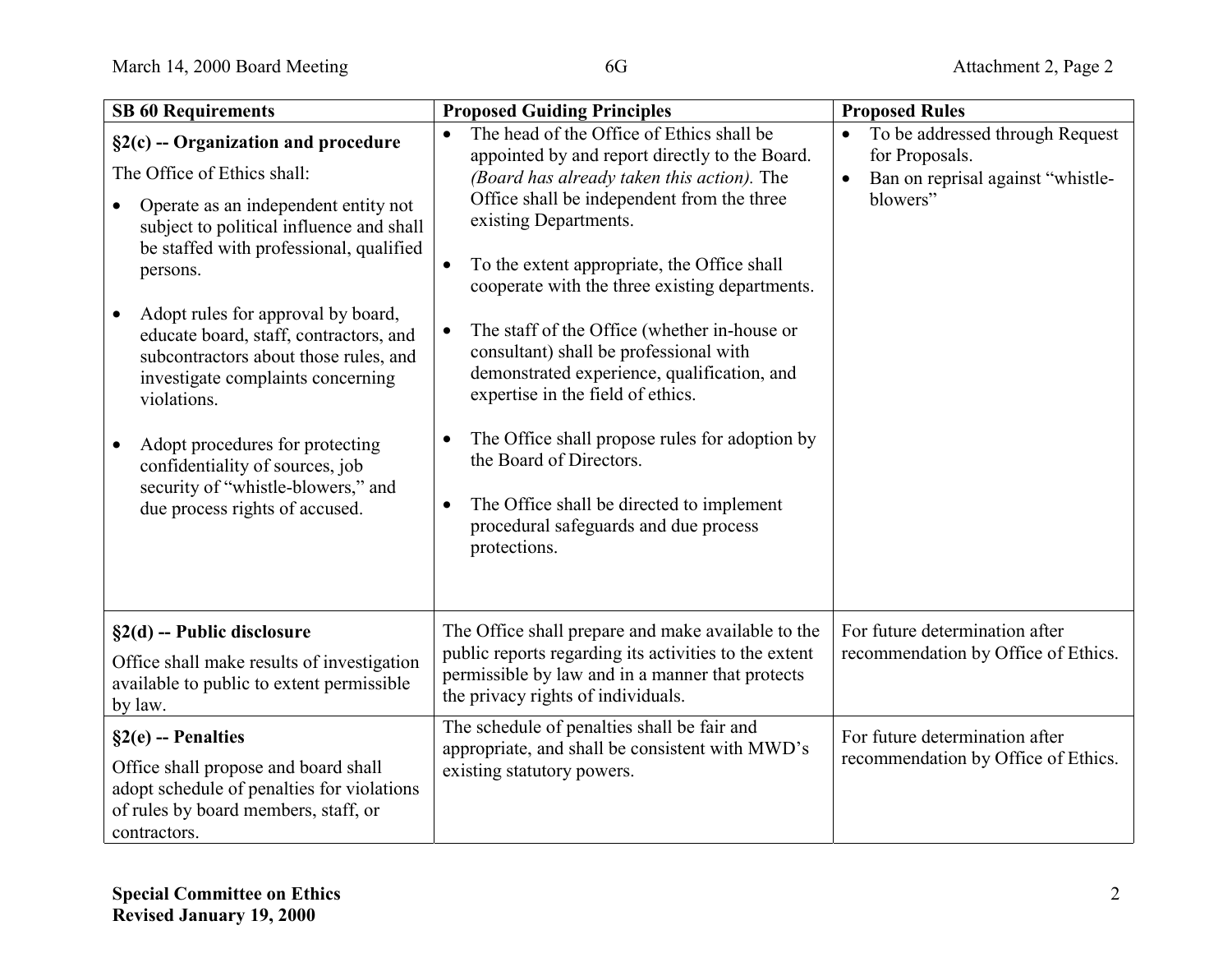| SB 60 Requirements | Proposed Guiding Principles | Proposed Rules |
|---|---|---|
| **§2(c) -- Organization and procedure**<br>The Office of Ethics shall:<br>• Operate as an independent entity not subject to political influence and shall be staffed with professional, qualified persons.<br>• Adopt rules for approval by board, educate board, staff, contractors, and subcontractors about those rules, and investigate complaints concerning violations.<br>• Adopt procedures for protecting confidentiality of sources, job security of "whistle-blowers," and due process rights of accused. | • The head of the Office of Ethics shall be appointed by and report directly to the Board. *(Board has already taken this action).* The Office shall be independent from the three existing Departments.<br>• To the extent appropriate, the Office shall cooperate with the three existing departments.<br>• The staff of the Office (whether in-house or consultant) shall be professional with demonstrated experience, qualification, and expertise in the field of ethics.<br>• The Office shall propose rules for adoption by the Board of Directors.<br>• The Office shall be directed to implement procedural safeguards and due process protections. | • To be addressed through Request for Proposals.<br>• Ban on reprisal against "whistle-blowers" |
| **§2(d) -- Public disclosure**<br>Office shall make results of investigation available to public to extent permissible by law. | The Office shall prepare and make available to the public reports regarding its activities to the extent permissible by law and in a manner that protects the privacy rights of individuals. | For future determination after recommendation by Office of Ethics. |
| **§2(e) -- Penalties**<br>Office shall propose and board shall adopt schedule of penalties for violations of rules by board members, staff, or contractors. | The schedule of penalties shall be fair and appropriate, and shall be consistent with MWD's existing statutory powers. | For future determination after recommendation by Office of Ethics. |

**Special Committee on Ethics**
**Revised January 19, 2000**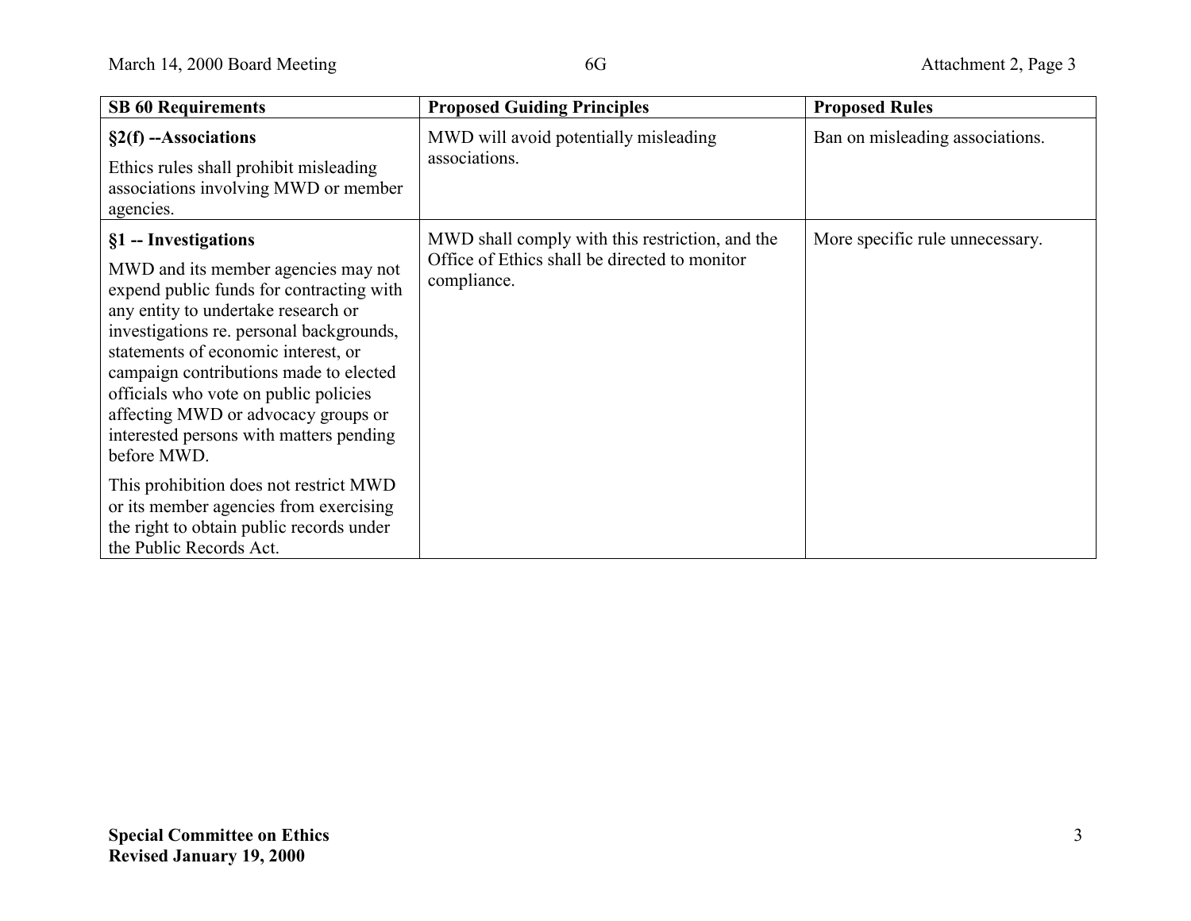| SB 60 Requirements | Proposed Guiding Principles | Proposed Rules |
|---|---|---|
| **§2(f) --Associations**<br><br>Ethics rules shall prohibit misleading associations involving MWD or member agencies. | MWD will avoid potentially misleading associations. | Ban on misleading associations. |
| **§1 -- Investigations**<br><br>MWD and its member agencies may not expend public funds for contracting with any entity to undertake research or investigations re. personal backgrounds, statements of economic interest, or campaign contributions made to elected officials who vote on public policies affecting MWD or advocacy groups or interested persons with matters pending before MWD.<br><br>This prohibition does not restrict MWD or its member agencies from exercising the right to obtain public records under the Public Records Act. | MWD shall comply with this restriction, and the Office of Ethics shall be directed to monitor compliance. | More specific rule unnecessary. |

**Special Committee on Ethics**
**Revised January 19, 2000**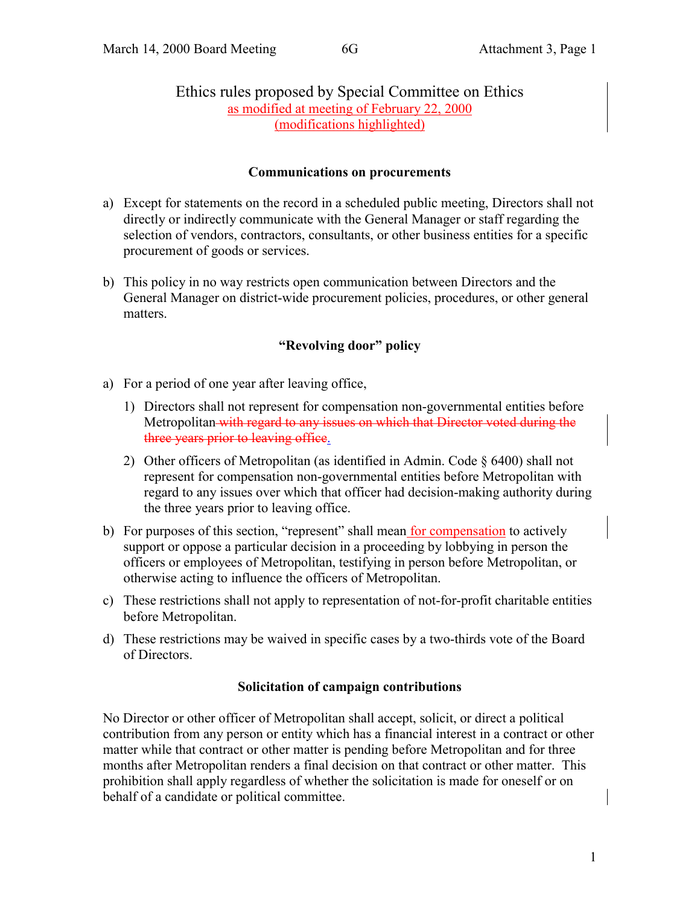Ethics rules proposed by Special Committee on Ethics
as modified at meeting of February 22, 2000
(modifications highlighted)

**Communications on procurements**

a) Except for statements on the record in a scheduled public meeting, Directors shall not directly or indirectly communicate with the General Manager or staff regarding the selection of vendors, contractors, consultants, or other business entities for a specific procurement of goods or services.

b) This policy in no way restricts open communication between Directors and the General Manager on district-wide procurement policies, procedures, or other general matters.

**"Revolving door" policy**

a) For a period of one year after leaving office,

   1) Directors shall not represent for compensation non-governmental entities before Metropolitan ~~with regard to any issues on which that Director voted during the three years prior to leaving office~~.

   2) Other officers of Metropolitan (as identified in Admin. Code § 6400) shall not represent for compensation non-governmental entities before Metropolitan with regard to any issues over which that officer had decision-making authority during the three years prior to leaving office.

b) For purposes of this section, "represent" shall mean for compensation to actively support or oppose a particular decision in a proceeding by lobbying in person the officers or employees of Metropolitan, testifying in person before Metropolitan, or otherwise acting to influence the officers of Metropolitan.

c) These restrictions shall not apply to representation of not-for-profit charitable entities before Metropolitan.

d) These restrictions may be waived in specific cases by a two-thirds vote of the Board of Directors.

**Solicitation of campaign contributions**

No Director or other officer of Metropolitan shall accept, solicit, or direct a political contribution from any person or entity which has a financial interest in a contract or other matter while that contract or other matter is pending before Metropolitan and for three months after Metropolitan renders a final decision on that contract or other matter. This prohibition shall apply regardless of whether the solicitation is made for oneself or on behalf of a candidate or political committee.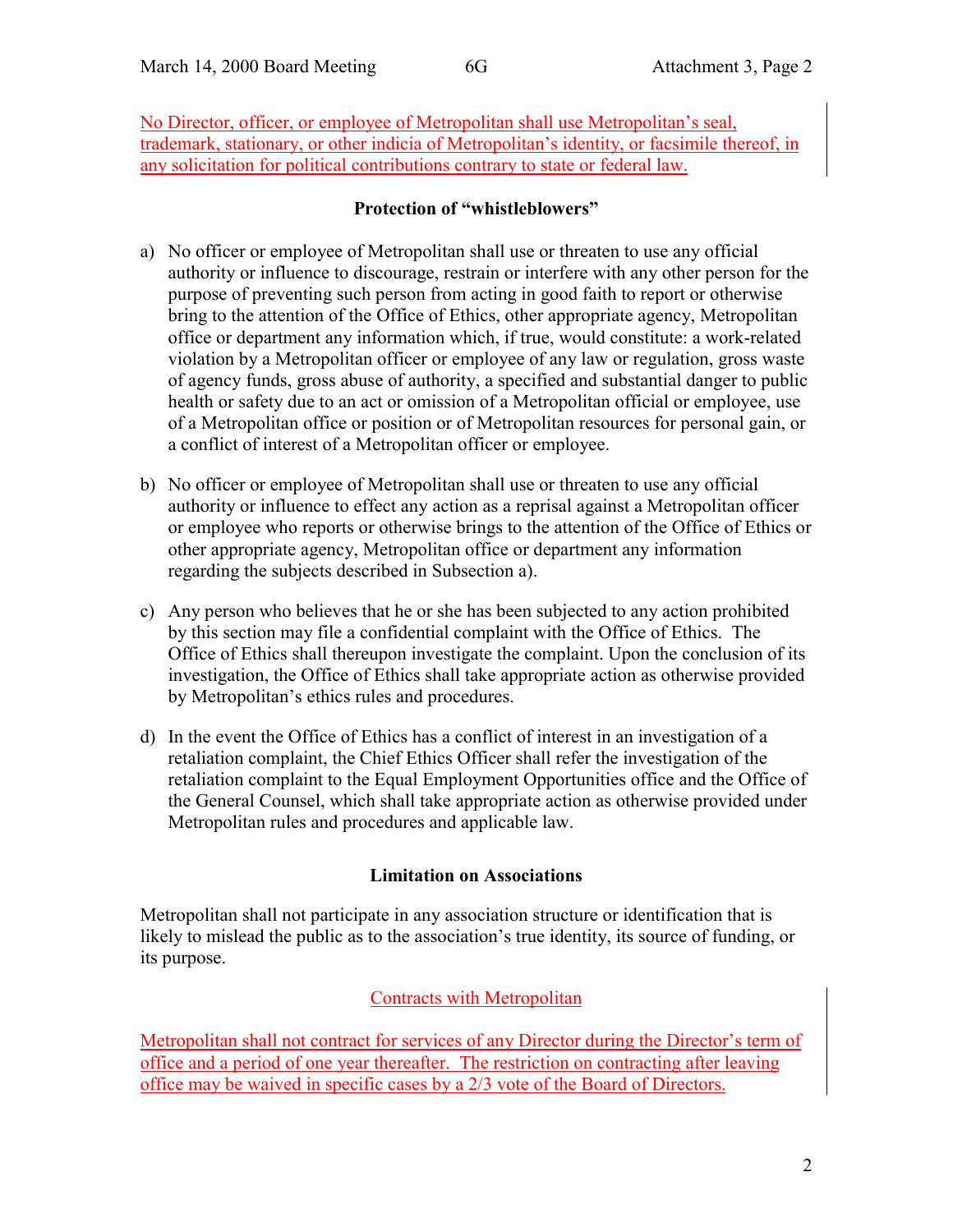No Director, officer, or employee of Metropolitan shall use Metropolitan's seal, trademark, stationary, or other indicia of Metropolitan's identity, or facsimile thereof, in any solicitation for political contributions contrary to state or federal law.

**Protection of "whistleblowers"**

a) No officer or employee of Metropolitan shall use or threaten to use any official authority or influence to discourage, restrain or interfere with any other person for the purpose of preventing such person from acting in good faith to report or otherwise bring to the attention of the Office of Ethics, other appropriate agency, Metropolitan office or department any information which, if true, would constitute: a work-related violation by a Metropolitan officer or employee of any law or regulation, gross waste of agency funds, gross abuse of authority, a specified and substantial danger to public health or safety due to an act or omission of a Metropolitan official or employee, use of a Metropolitan office or position or of Metropolitan resources for personal gain, or a conflict of interest of a Metropolitan officer or employee.

b) No officer or employee of Metropolitan shall use or threaten to use any official authority or influence to effect any action as a reprisal against a Metropolitan officer or employee who reports or otherwise brings to the attention of the Office of Ethics or other appropriate agency, Metropolitan office or department any information regarding the subjects described in Subsection a).

c) Any person who believes that he or she has been subjected to any action prohibited by this section may file a confidential complaint with the Office of Ethics. The Office of Ethics shall thereupon investigate the complaint. Upon the conclusion of its investigation, the Office of Ethics shall take appropriate action as otherwise provided by Metropolitan's ethics rules and procedures.

d) In the event the Office of Ethics has a conflict of interest in an investigation of a retaliation complaint, the Chief Ethics Officer shall refer the investigation of the retaliation complaint to the Equal Employment Opportunities office and the Office of the General Counsel, which shall take appropriate action as otherwise provided under Metropolitan rules and procedures and applicable law.

**Limitation on Associations**

Metropolitan shall not participate in any association structure or identification that is likely to mislead the public as to the association's true identity, its source of funding, or its purpose.

Contracts with Metropolitan

Metropolitan shall not contract for services of any Director during the Director's term of office and a period of one year thereafter. The restriction on contracting after leaving office may be waived in specific cases by a 2/3 vote of the Board of Directors.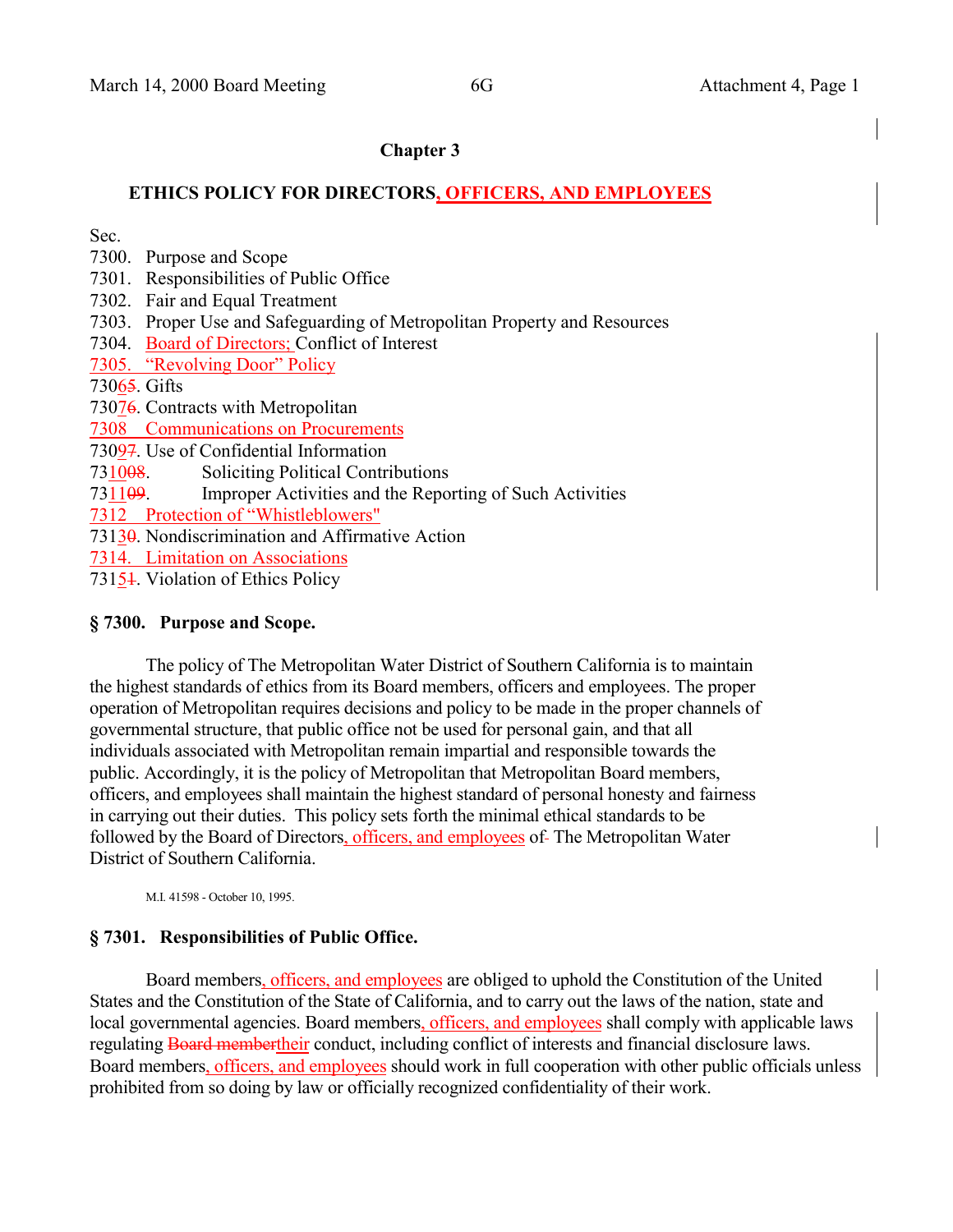## Chapter 3

### ETHICS POLICY FOR DIRECTORS, OFFICERS, AND EMPLOYEES

Sec.
7300. Purpose and Scope
7301. Responsibilities of Public Office
7302. Fair and Equal Treatment
7303. Proper Use and Safeguarding of Metropolitan Property and Resources
7304. Board of Directors; Conflict of Interest
7305. "Revolving Door" Policy
730~~5~~6. Gifts
730~~6~~7. Contracts with Metropolitan
7308 Communications on Procurements
730~~7~~9. Use of Confidential Information
73~~08~~10. Soliciting Political Contributions
73~~09~~11. Improper Activities and the Reporting of Such Activities
7312 Protection of "Whistleblowers"
731~~0~~3. Nondiscrimination and Affirmative Action
7314. Limitation on Associations
731~~1~~5. Violation of Ethics Policy

### § 7300. Purpose and Scope.

The policy of The Metropolitan Water District of Southern California is to maintain the highest standards of ethics from its Board members, officers and employees. The proper operation of Metropolitan requires decisions and policy to be made in the proper channels of governmental structure, that public office not be used for personal gain, and that all individuals associated with Metropolitan remain impartial and responsible towards the public. Accordingly, it is the policy of Metropolitan that Metropolitan Board members, officers, and employees shall maintain the highest standard of personal honesty and fairness in carrying out their duties. This policy sets forth the minimal ethical standards to be followed by the Board of Directors, officers, and employees of The Metropolitan Water District of Southern California.

M.I. 41598 - October 10, 1995.

### § 7301. Responsibilities of Public Office.

Board members, officers, and employees are obliged to uphold the Constitution of the United States and the Constitution of the State of California, and to carry out the laws of the nation, state and local governmental agencies. Board members, officers, and employees shall comply with applicable laws regulating ~~Board member~~their conduct, including conflict of interests and financial disclosure laws. Board members, officers, and employees should work in full cooperation with other public officials unless prohibited from so doing by law or officially recognized confidentiality of their work.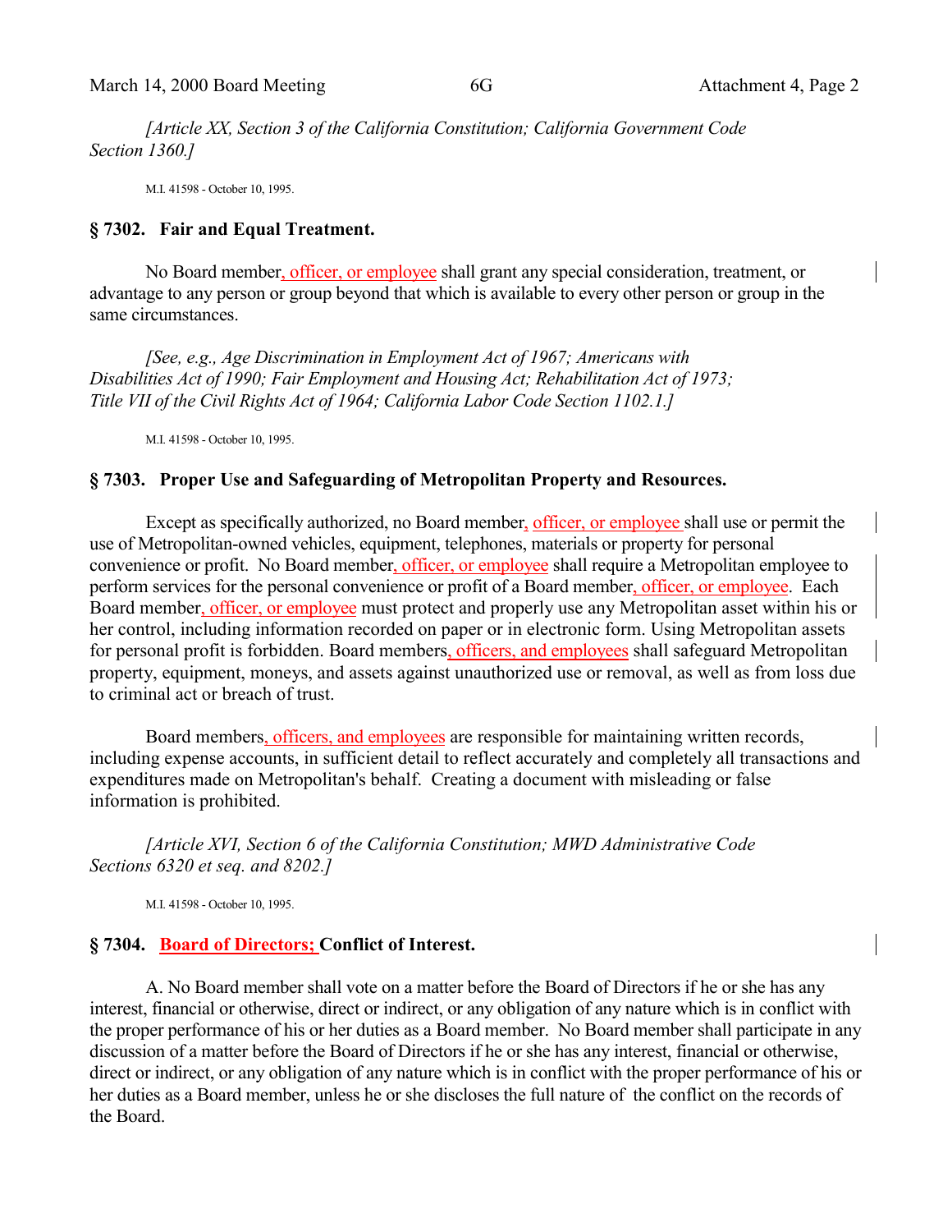*[Article XX, Section 3 of the California Constitution; California Government Code Section 1360.]*

M.I. 41598 - October 10, 1995.

### § 7302. Fair and Equal Treatment.

No Board member, officer, or employee shall grant any special consideration, treatment, or advantage to any person or group beyond that which is available to every other person or group in the same circumstances.

*[See, e.g., Age Discrimination in Employment Act of 1967; Americans with Disabilities Act of 1990; Fair Employment and Housing Act; Rehabilitation Act of 1973; Title VII of the Civil Rights Act of 1964; California Labor Code Section 1102.1.]*

M.I. 41598 - October 10, 1995.

### § 7303. Proper Use and Safeguarding of Metropolitan Property and Resources.

Except as specifically authorized, no Board member, officer, or employee shall use or permit the use of Metropolitan-owned vehicles, equipment, telephones, materials or property for personal convenience or profit. No Board member, officer, or employee shall require a Metropolitan employee to perform services for the personal convenience or profit of a Board member, officer, or employee. Each Board member, officer, or employee must protect and properly use any Metropolitan asset within his or her control, including information recorded on paper or in electronic form. Using Metropolitan assets for personal profit is forbidden. Board members, officers, and employees shall safeguard Metropolitan property, equipment, moneys, and assets against unauthorized use or removal, as well as from loss due to criminal act or breach of trust.

Board members, officers, and employees are responsible for maintaining written records, including expense accounts, in sufficient detail to reflect accurately and completely all transactions and expenditures made on Metropolitan's behalf. Creating a document with misleading or false information is prohibited.

*[Article XVI, Section 6 of the California Constitution; MWD Administrative Code Sections 6320 et seq. and 8202.]*

M.I. 41598 - October 10, 1995.

### § 7304. Board of Directors; Conflict of Interest.

A. No Board member shall vote on a matter before the Board of Directors if he or she has any interest, financial or otherwise, direct or indirect, or any obligation of any nature which is in conflict with the proper performance of his or her duties as a Board member. No Board member shall participate in any discussion of a matter before the Board of Directors if he or she has any interest, financial or otherwise, direct or indirect, or any obligation of any nature which is in conflict with the proper performance of his or her duties as a Board member, unless he or she discloses the full nature of the conflict on the records of the Board.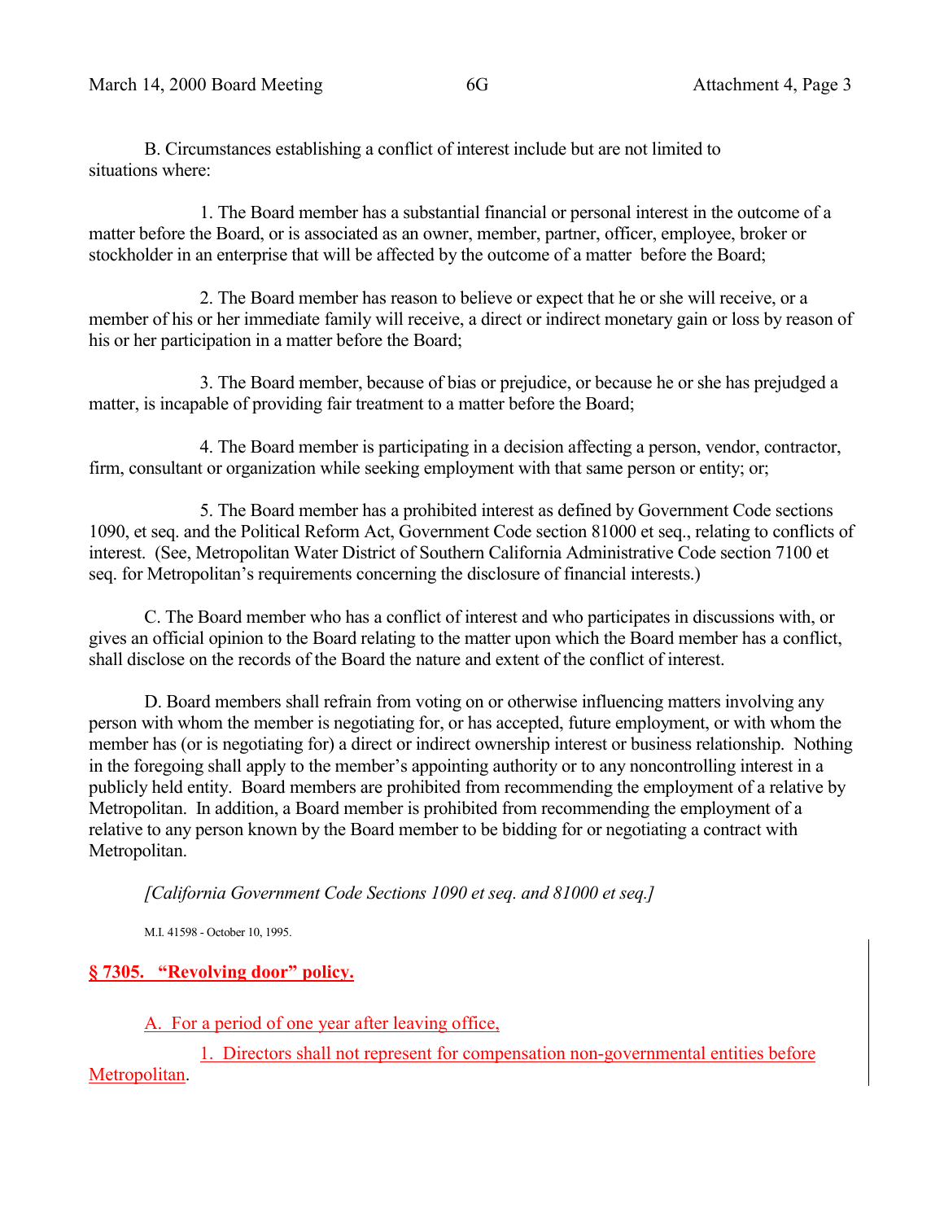B. Circumstances establishing a conflict of interest include but are not limited to situations where:

1. The Board member has a substantial financial or personal interest in the outcome of a matter before the Board, or is associated as an owner, member, partner, officer, employee, broker or stockholder in an enterprise that will be affected by the outcome of a matter before the Board;

2. The Board member has reason to believe or expect that he or she will receive, or a member of his or her immediate family will receive, a direct or indirect monetary gain or loss by reason of his or her participation in a matter before the Board;

3. The Board member, because of bias or prejudice, or because he or she has prejudged a matter, is incapable of providing fair treatment to a matter before the Board;

4. The Board member is participating in a decision affecting a person, vendor, contractor, firm, consultant or organization while seeking employment with that same person or entity; or;

5. The Board member has a prohibited interest as defined by Government Code sections 1090, et seq. and the Political Reform Act, Government Code section 81000 et seq., relating to conflicts of interest. (See, Metropolitan Water District of Southern California Administrative Code section 7100 et seq. for Metropolitan's requirements concerning the disclosure of financial interests.)

C. The Board member who has a conflict of interest and who participates in discussions with, or gives an official opinion to the Board relating to the matter upon which the Board member has a conflict, shall disclose on the records of the Board the nature and extent of the conflict of interest.

D. Board members shall refrain from voting on or otherwise influencing matters involving any person with whom the member is negotiating for, or has accepted, future employment, or with whom the member has (or is negotiating for) a direct or indirect ownership interest or business relationship. Nothing in the foregoing shall apply to the member's appointing authority or to any noncontrolling interest in a publicly held entity. Board members are prohibited from recommending the employment of a relative by Metropolitan. In addition, a Board member is prohibited from recommending the employment of a relative to any person known by the Board member to be bidding for or negotiating a contract with Metropolitan.

*[California Government Code Sections 1090 et seq. and 81000 et seq.]*

M.I. 41598 - October 10, 1995.

**§ 7305. "Revolving door" policy.**

A. For a period of one year after leaving office,

1. Directors shall not represent for compensation non-governmental entities before Metropolitan.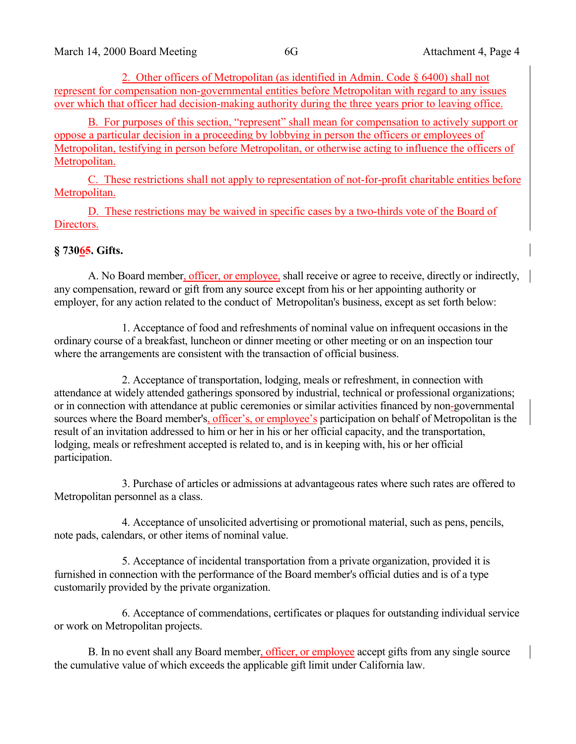2. Other officers of Metropolitan (as identified in Admin. Code § 6400) shall not represent for compensation non-governmental entities before Metropolitan with regard to any issues over which that officer had decision-making authority during the three years prior to leaving office.

B. For purposes of this section, "represent" shall mean for compensation to actively support or oppose a particular decision in a proceeding by lobbying in person the officers or employees of Metropolitan, testifying in person before Metropolitan, or otherwise acting to influence the officers of Metropolitan.

C. These restrictions shall not apply to representation of not-for-profit charitable entities before Metropolitan.

D. These restrictions may be waived in specific cases by a two-thirds vote of the Board of Directors.

**§ 73065. Gifts.**

A. No Board member, officer, or employee, shall receive or agree to receive, directly or indirectly, any compensation, reward or gift from any source except from his or her appointing authority or employer, for any action related to the conduct of Metropolitan's business, except as set forth below:

1. Acceptance of food and refreshments of nominal value on infrequent occasions in the ordinary course of a breakfast, luncheon or dinner meeting or other meeting or on an inspection tour where the arrangements are consistent with the transaction of official business.

2. Acceptance of transportation, lodging, meals or refreshment, in connection with attendance at widely attended gatherings sponsored by industrial, technical or professional organizations; or in connection with attendance at public ceremonies or similar activities financed by non-governmental sources where the Board member's, officer's, or employee's participation on behalf of Metropolitan is the result of an invitation addressed to him or her in his or her official capacity, and the transportation, lodging, meals or refreshment accepted is related to, and is in keeping with, his or her official participation.

3. Purchase of articles or admissions at advantageous rates where such rates are offered to Metropolitan personnel as a class.

4. Acceptance of unsolicited advertising or promotional material, such as pens, pencils, note pads, calendars, or other items of nominal value.

5. Acceptance of incidental transportation from a private organization, provided it is furnished in connection with the performance of the Board member's official duties and is of a type customarily provided by the private organization.

6. Acceptance of commendations, certificates or plaques for outstanding individual service or work on Metropolitan projects.

B. In no event shall any Board member, officer, or employee accept gifts from any single source the cumulative value of which exceeds the applicable gift limit under California law.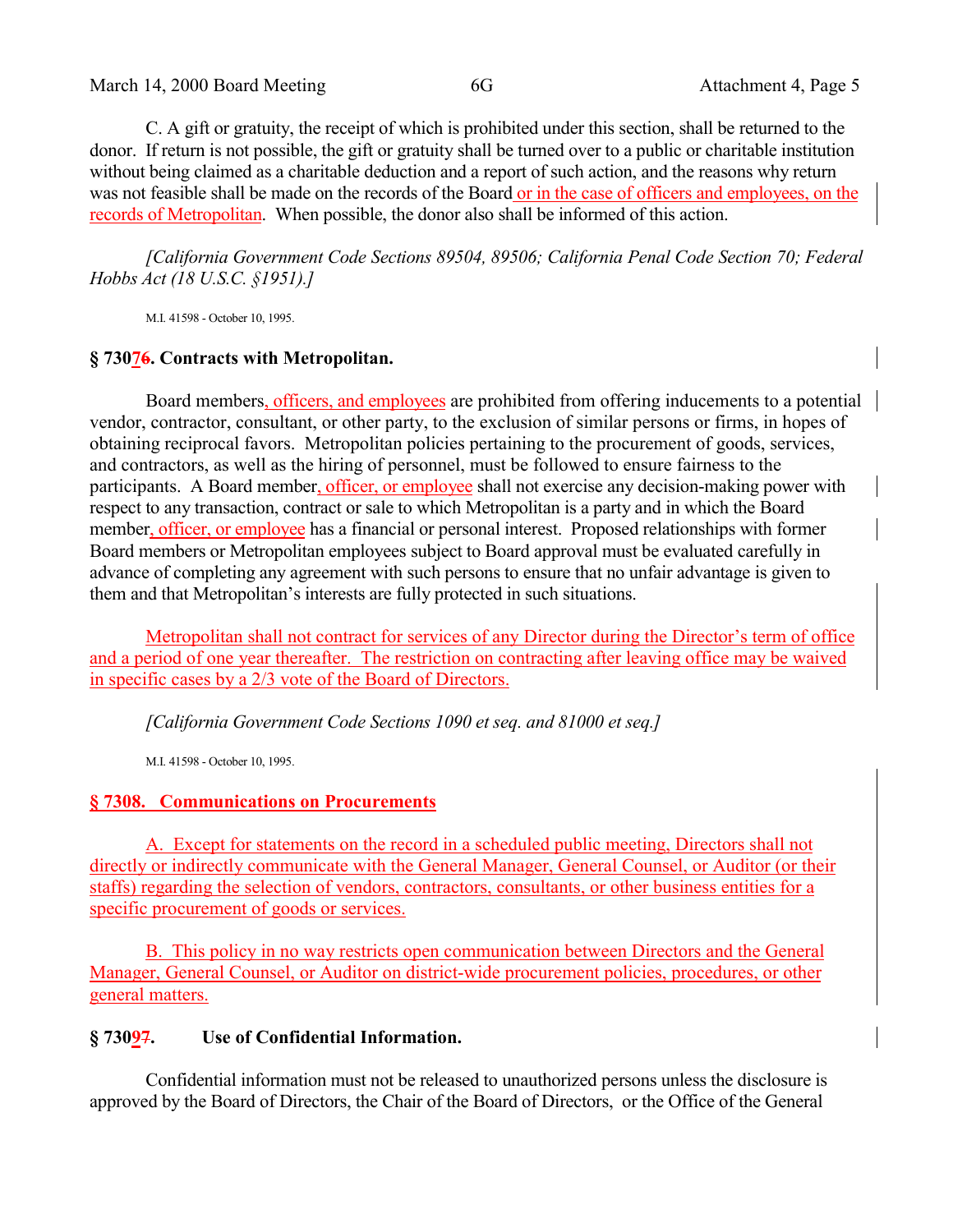C. A gift or gratuity, the receipt of which is prohibited under this section, shall be returned to the donor. If return is not possible, the gift or gratuity shall be turned over to a public or charitable institution without being claimed as a charitable deduction and a report of such action, and the reasons why return was not feasible shall be made on the records of the Board or in the case of officers and employees, on the records of Metropolitan. When possible, the donor also shall be informed of this action.

*[California Government Code Sections 89504, 89506; California Penal Code Section 70; Federal Hobbs Act (18 U.S.C. §1951).]*

M.I. 41598 - October 10, 1995.

**§ 730~~6~~7. Contracts with Metropolitan.**

Board members, officers, and employees are prohibited from offering inducements to a potential vendor, contractor, consultant, or other party, to the exclusion of similar persons or firms, in hopes of obtaining reciprocal favors. Metropolitan policies pertaining to the procurement of goods, services, and contractors, as well as the hiring of personnel, must be followed to ensure fairness to the participants. A Board member, officer, or employee shall not exercise any decision-making power with respect to any transaction, contract or sale to which Metropolitan is a party and in which the Board member, officer, or employee has a financial or personal interest. Proposed relationships with former Board members or Metropolitan employees subject to Board approval must be evaluated carefully in advance of completing any agreement with such persons to ensure that no unfair advantage is given to them and that Metropolitan's interests are fully protected in such situations.

Metropolitan shall not contract for services of any Director during the Director's term of office and a period of one year thereafter. The restriction on contracting after leaving office may be waived in specific cases by a 2/3 vote of the Board of Directors.

*[California Government Code Sections 1090 et seq. and 81000 et seq.]*

M.I. 41598 - October 10, 1995.

**§ 7308. Communications on Procurements**

A. Except for statements on the record in a scheduled public meeting, Directors shall not directly or indirectly communicate with the General Manager, General Counsel, or Auditor (or their staffs) regarding the selection of vendors, contractors, consultants, or other business entities for a specific procurement of goods or services.

B. This policy in no way restricts open communication between Directors and the General Manager, General Counsel, or Auditor on district-wide procurement policies, procedures, or other general matters.

**§ 730~~7~~9. Use of Confidential Information.**

Confidential information must not be released to unauthorized persons unless the disclosure is approved by the Board of Directors, the Chair of the Board of Directors, or the Office of the General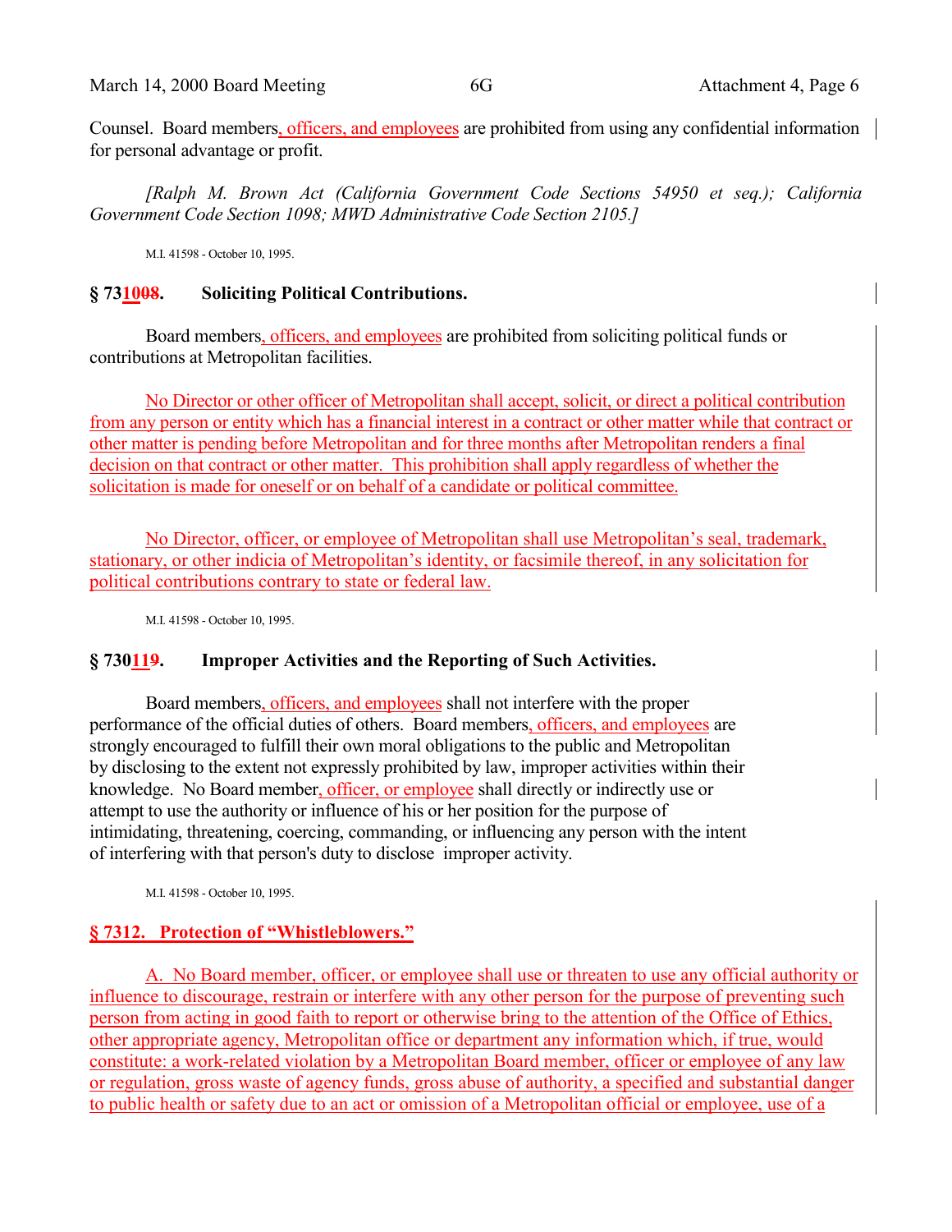Counsel. Board members, officers, and employees are prohibited from using any confidential information for personal advantage or profit.

*[Ralph M. Brown Act (California Government Code Sections 54950 et seq.); California Government Code Section 1098; MWD Administrative Code Section 2105.]*

M.I. 41598 - October 10, 1995.

## § 731008. Soliciting Political Contributions.

Board members, officers, and employees are prohibited from soliciting political funds or contributions at Metropolitan facilities.

No Director or other officer of Metropolitan shall accept, solicit, or direct a political contribution from any person or entity which has a financial interest in a contract or other matter while that contract or other matter is pending before Metropolitan and for three months after Metropolitan renders a final decision on that contract or other matter. This prohibition shall apply regardless of whether the solicitation is made for oneself or on behalf of a candidate or political committee.

No Director, officer, or employee of Metropolitan shall use Metropolitan's seal, trademark, stationary, or other indicia of Metropolitan's identity, or facsimile thereof, in any solicitation for political contributions contrary to state or federal law.

M.I. 41598 - October 10, 1995.

## § 730119. Improper Activities and the Reporting of Such Activities.

Board members, officers, and employees shall not interfere with the proper performance of the official duties of others. Board members, officers, and employees are strongly encouraged to fulfill their own moral obligations to the public and Metropolitan by disclosing to the extent not expressly prohibited by law, improper activities within their knowledge. No Board member, officer, or employee shall directly or indirectly use or attempt to use the authority or influence of his or her position for the purpose of intimidating, threatening, coercing, commanding, or influencing any person with the intent of interfering with that person's duty to disclose improper activity.

M.I. 41598 - October 10, 1995.

## § 7312. Protection of "Whistleblowers."

A. No Board member, officer, or employee shall use or threaten to use any official authority or influence to discourage, restrain or interfere with any other person for the purpose of preventing such person from acting in good faith to report or otherwise bring to the attention of the Office of Ethics, other appropriate agency, Metropolitan office or department any information which, if true, would constitute: a work-related violation by a Metropolitan Board member, officer or employee of any law or regulation, gross waste of agency funds, gross abuse of authority, a specified and substantial danger to public health or safety due to an act or omission of a Metropolitan official or employee, use of a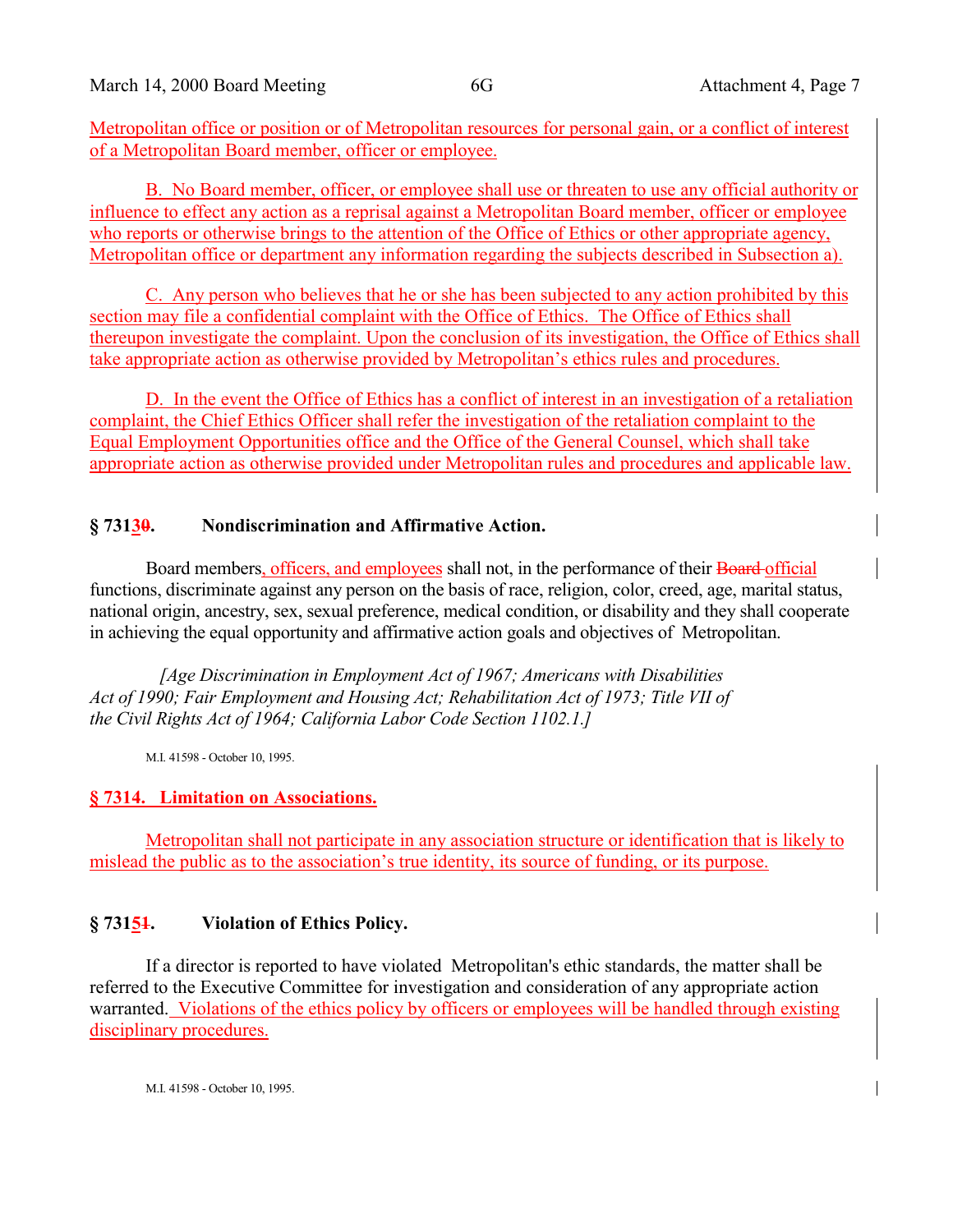Metropolitan office or position or of Metropolitan resources for personal gain, or a conflict of interest of a Metropolitan Board member, officer or employee.

B. No Board member, officer, or employee shall use or threaten to use any official authority or influence to effect any action as a reprisal against a Metropolitan Board member, officer or employee who reports or otherwise brings to the attention of the Office of Ethics or other appropriate agency, Metropolitan office or department any information regarding the subjects described in Subsection a).

C. Any person who believes that he or she has been subjected to any action prohibited by this section may file a confidential complaint with the Office of Ethics. The Office of Ethics shall thereupon investigate the complaint. Upon the conclusion of its investigation, the Office of Ethics shall take appropriate action as otherwise provided by Metropolitan's ethics rules and procedures.

D. In the event the Office of Ethics has a conflict of interest in an investigation of a retaliation complaint, the Chief Ethics Officer shall refer the investigation of the retaliation complaint to the Equal Employment Opportunities office and the Office of the General Counsel, which shall take appropriate action as otherwise provided under Metropolitan rules and procedures and applicable law.

## § 7313~~0~~. Nondiscrimination and Affirmative Action.

Board members, officers, and employees shall not, in the performance of their ~~Board~~ official functions, discriminate against any person on the basis of race, religion, color, creed, age, marital status, national origin, ancestry, sex, sexual preference, medical condition, or disability and they shall cooperate in achieving the equal opportunity and affirmative action goals and objectives of Metropolitan.

*[Age Discrimination in Employment Act of 1967; Americans with Disabilities Act of 1990; Fair Employment and Housing Act; Rehabilitation Act of 1973; Title VII of the Civil Rights Act of 1964; California Labor Code Section 1102.1.]*

M.I. 41598 - October 10, 1995.

## § 7314. Limitation on Associations.

Metropolitan shall not participate in any association structure or identification that is likely to mislead the public as to the association's true identity, its source of funding, or its purpose.

## § 7315~~1~~. Violation of Ethics Policy.

If a director is reported to have violated Metropolitan's ethic standards, the matter shall be referred to the Executive Committee for investigation and consideration of any appropriate action warranted. Violations of the ethics policy by officers or employees will be handled through existing disciplinary procedures.

M.I. 41598 - October 10, 1995.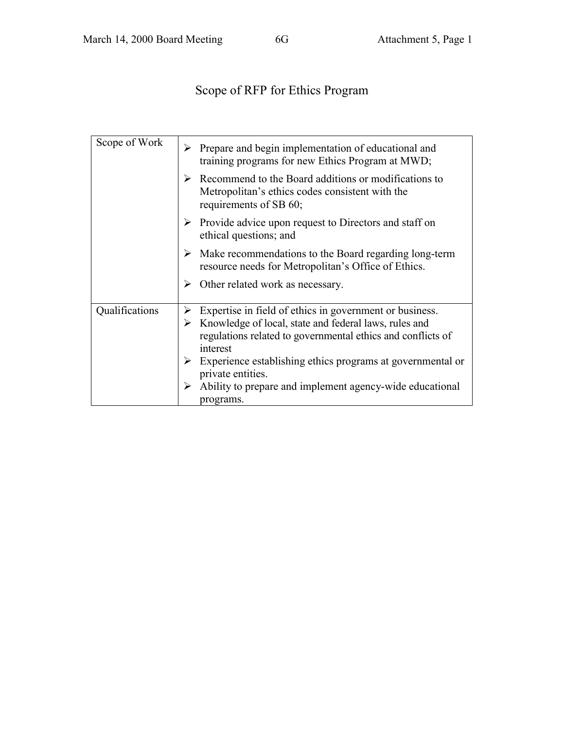# Scope of RFP for Ethics Program

| | |
|---|---|
| Scope of Work | ➢ Prepare and begin implementation of educational and training programs for new Ethics Program at MWD;<br>➢ Recommend to the Board additions or modifications to Metropolitan's ethics codes consistent with the requirements of SB 60;<br>➢ Provide advice upon request to Directors and staff on ethical questions; and<br>➢ Make recommendations to the Board regarding long-term resource needs for Metropolitan's Office of Ethics.<br>➢ Other related work as necessary. |
| Qualifications | ➢ Expertise in field of ethics in government or business.<br>➢ Knowledge of local, state and federal laws, rules and regulations related to governmental ethics and conflicts of interest<br>➢ Experience establishing ethics programs at governmental or private entities.<br>➢ Ability to prepare and implement agency-wide educational programs. |